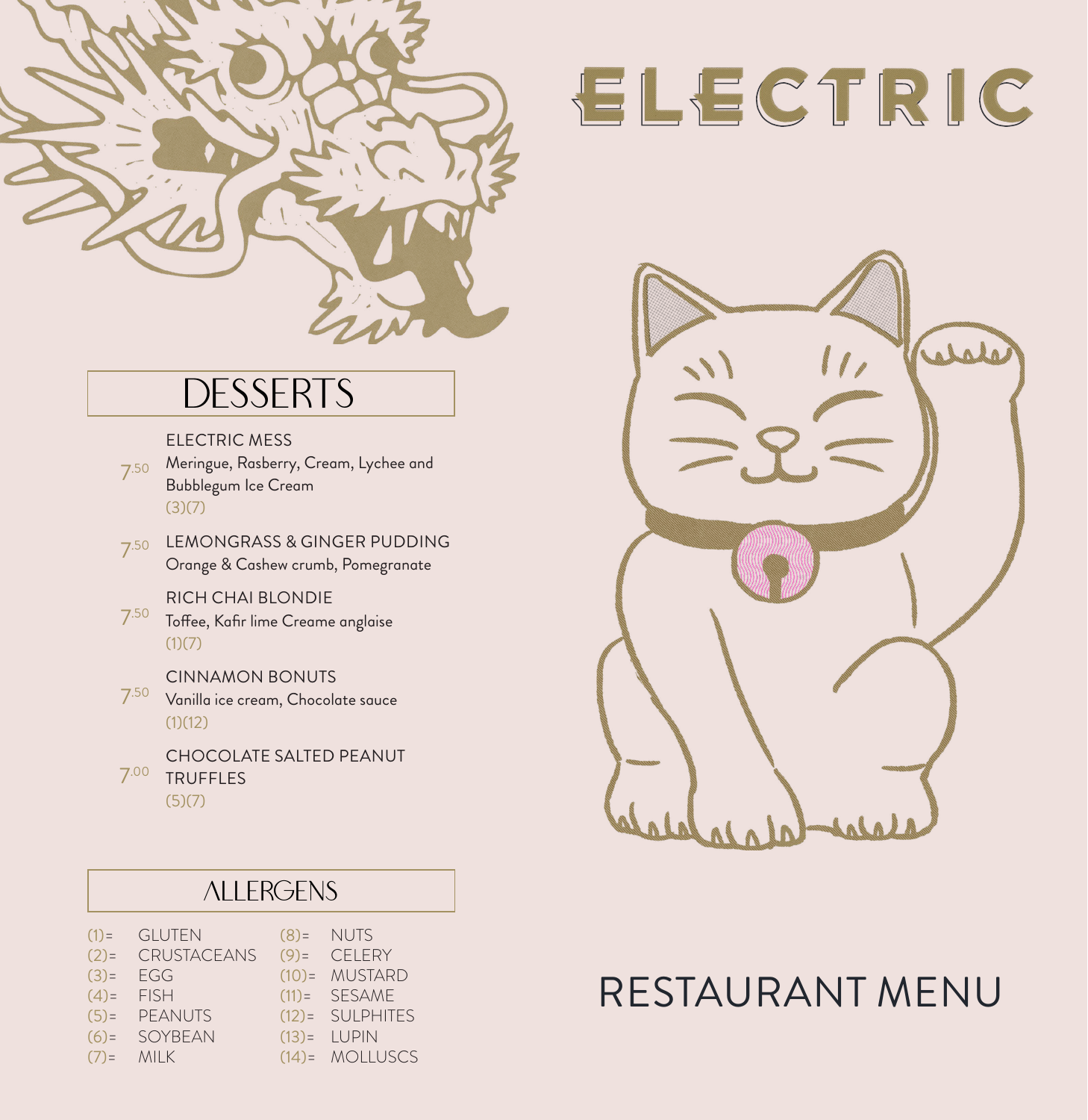# ELECTRIC

## DESSERTS

**ELECTRIC MESS** — 7.50
Meringue, Rasberry, Cream, Lychee and Bubblegum Ice Cream
(3)(7)

**LEMONGRASS & GINGER PUDDING** — 7.50
Orange & Cashew crumb, Pomegranate

**RICH CHAI BLONDIE** — 7.50
Toffee, Kafir lime Creame anglaise
(1)(7)

**CINNAMON BONUTS** — 7.50
Vanilla ice cream, Chocolate sauce
(1)(12)

**CHOCOLATE SALTED PEANUT TRUFFLES** — 7.00
(5)(7)

## ALLERGENS

- (1)= GLUTEN
- (2)= CRUSTACEANS
- (3)= EGG
- (4)= FISH
- (5)= PEANUTS
- (6)= SOYBEAN
- (7)= MILK
- (8)= NUTS
- (9)= CELERY
- (10)= MUSTARD
- (11)= SESAME
- (12)= SULPHITES
- (13)= LUPIN
- (14)= MOLLUSCS

# RESTAURANT MENU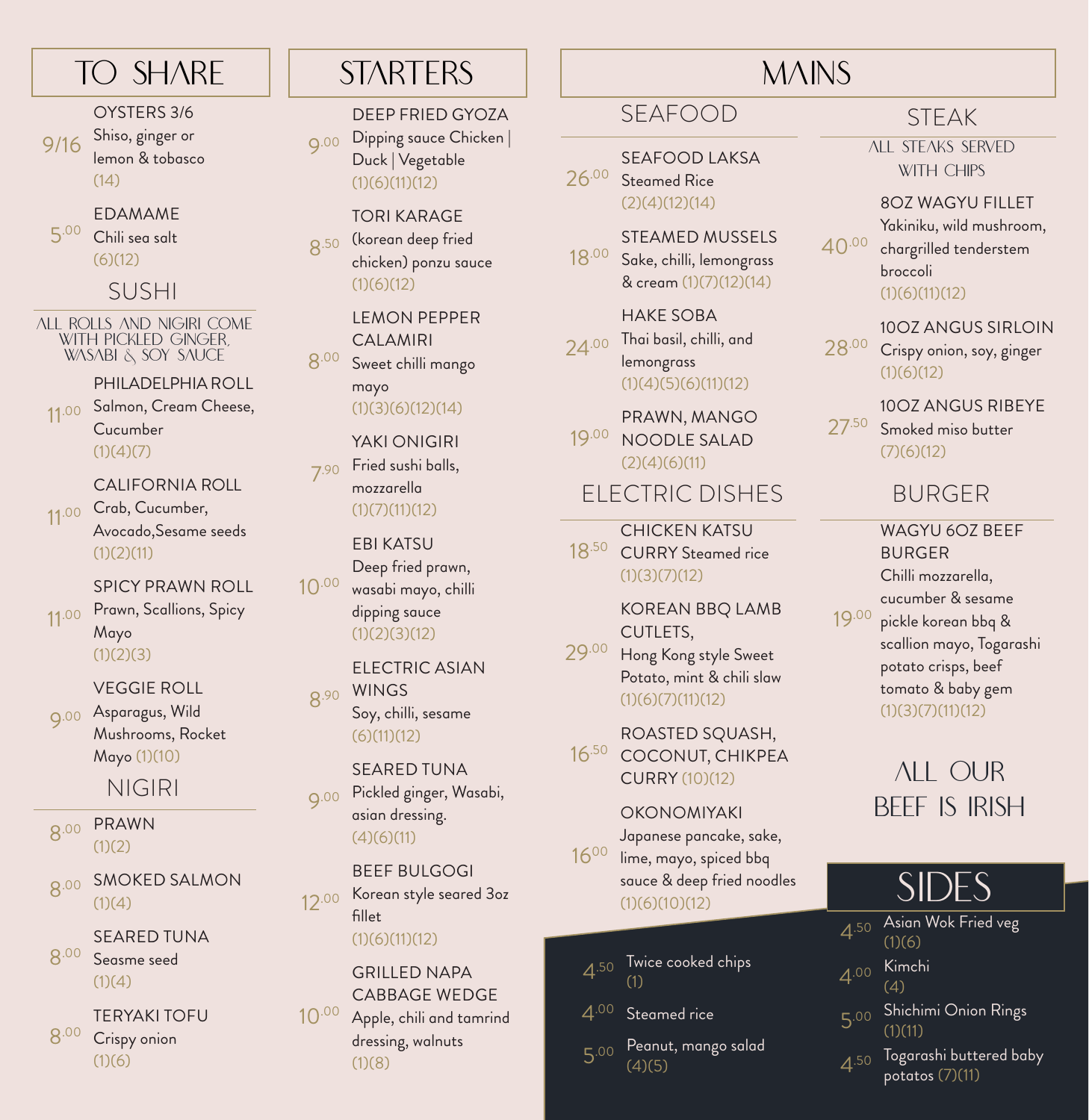# TO SHARE

**OYSTERS 3/6** — 9/16
Shiso, ginger or lemon & tobasco
(14)

**EDAMAME** — 5.00
Chili sea salt
(6)(12)

## SUSHI

ALL ROLLS AND NIGIRI COME WITH PICKLED GINGER, WASABI & SOY SAUCE

**PHILADELPHIA ROLL** — 11.00
Salmon, Cream Cheese, Cucumber
(1)(4)(7)

**CALIFORNIA ROLL** — 11.00
Crab, Cucumber, Avocado,Sesame seeds
(1)(2)(11)

**SPICY PRAWN ROLL** — 11.00
Prawn, Scallions, Spicy Mayo
(1)(2)(3)

**VEGGIE ROLL** — 9.00
Asparagus, Wild Mushrooms, Rocket Mayo (1)(10)

## NIGIRI

**PRAWN** — 8.00
(1)(2)

**SMOKED SALMON** — 8.00
(1)(4)

**SEARED TUNA** — 8.00
Seasme seed
(1)(4)

**TERYAKI TOFU** — 8.00
Crispy onion
(1)(6)

# STARTERS

**DEEP FRIED GYOZA** — 9.00
Dipping sauce Chicken | Duck | Vegetable
(1)(6)(11)(12)

**TORI KARAGE** — 8.50
(korean deep fried chicken) ponzu sauce
(1)(6)(12)

**LEMON PEPPER CALAMIRI** — 8.00
Sweet chilli mango mayo
(1)(3)(6)(12)(14)

**YAKI ONIGIRI** — 7.90
Fried sushi balls, mozzarella
(1)(7)(11)(12)

**EBI KATSU** — 10.00
Deep fried prawn, wasabi mayo, chilli dipping sauce
(1)(2)(3)(12)

**ELECTRIC ASIAN WINGS** — 8.90
Soy, chilli, sesame
(6)(11)(12)

**SEARED TUNA** — 9.00
Pickled ginger, Wasabi, asian dressing.
(4)(6)(11)

**BEEF BULGOGI** — 12.00
Korean style seared 3oz fillet
(1)(6)(11)(12)

**GRILLED NAPA CABBAGE WEDGE** — 10.00
Apple, chili and tamrind dressing, walnuts
(1)(8)

# MAINS

## SEAFOOD

**SEAFOOD LAKSA** — 26.00
Steamed Rice
(2)(4)(12)(14)

**STEAMED MUSSELS** — 18.00
Sake, chilli, lemongrass & cream (1)(7)(12)(14)

**HAKE SOBA** — 24.00
Thai basil, chilli, and lemongrass
(1)(4)(5)(6)(11)(12)

**PRAWN, MANGO NOODLE SALAD** — 19.00
(2)(4)(6)(11)

## ELECTRIC DISHES

**CHICKEN KATSU CURRY** — 18.50
Steamed rice
(1)(3)(7)(12)

**KOREAN BBQ LAMB CUTLETS,** — 29.00
Hong Kong style Sweet Potato, mint & chili slaw
(1)(6)(7)(11)(12)

**ROASTED SQUASH, COCONUT, CHIKPEA CURRY** — 16.50
(10)(12)

**OKONOMIYAKI** — 16.00
Japanese pancake, sake, lime, mayo, spiced bbq sauce & deep fried noodles
(1)(6)(10)(12)

## STEAK

ALL STEAKS SERVED WITH CHIPS

**8OZ WAGYU FILLET** — 40.00
Yakiniku, wild mushroom, chargrilled tenderstem broccoli
(1)(6)(11)(12)

**10OZ ANGUS SIRLOIN** — 28.00
Crispy onion, soy, ginger
(1)(6)(12)

**10OZ ANGUS RIBEYE** — 27.50
Smoked miso butter
(7)(6)(12)

## BURGER

**WAGYU 6OZ BEEF BURGER** — 19.00
Chilli mozzarella, cucumber & sesame pickle korean bbq & scallion mayo, Togarashi potato crisps, beef tomato & baby gem
(1)(3)(7)(11)(12)

ALL OUR BEEF IS IRISH

# SIDES

- 4.50 — Twice cooked chips (1)
- 4.00 — Steamed rice
- 5.00 — Peanut, mango salad (4)(5)
- 4.50 — Asian Wok Fried veg (1)(6)
- 4.00 — Kimchi (4)
- 5.00 — Shichimi Onion Rings (1)(11)
- 4.50 — Togarashi buttered baby potatos (7)(11)